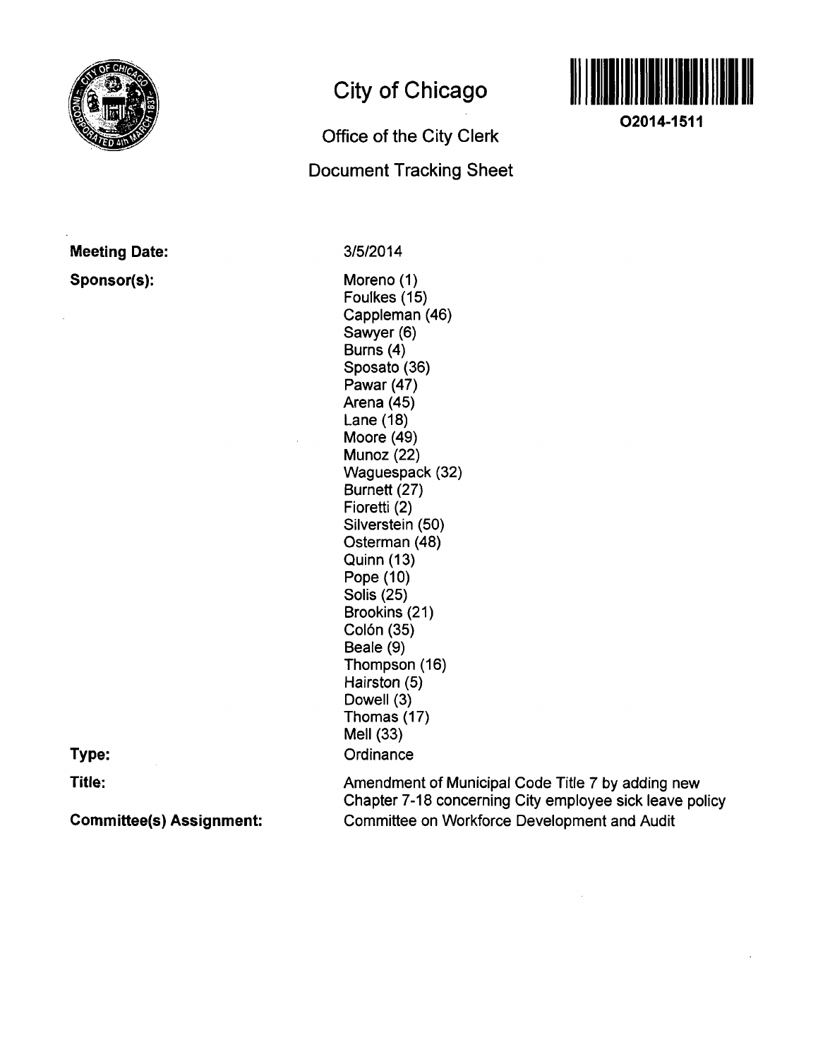# City of Chicago

## Office of the City Clerk

## Document Tracking Sheet

O2014-1511

**Meeting Date:** 3/5/2014

**Sponsor(s):**
Moreno (1)
Foulkes (15)
Cappleman (46)
Sawyer (6)
Burns (4)
Sposato (36)
Pawar (47)
Arena (45)
Lane (18)
Moore (49)
Munoz (22)
Waguespack (32)
Burnett (27)
Fioretti (2)
Silverstein (50)
Osterman (48)
Quinn (13)
Pope (10)
Solis (25)
Brookins (21)
Colón (35)
Beale (9)
Thompson (16)
Hairston (5)
Dowell (3)
Thomas (17)
Mell (33)

**Type:** Ordinance

**Title:** Amendment of Municipal Code Title 7 by adding new Chapter 7-18 concerning City employee sick leave policy

**Committee(s) Assignment:** Committee on Workforce Development and Audit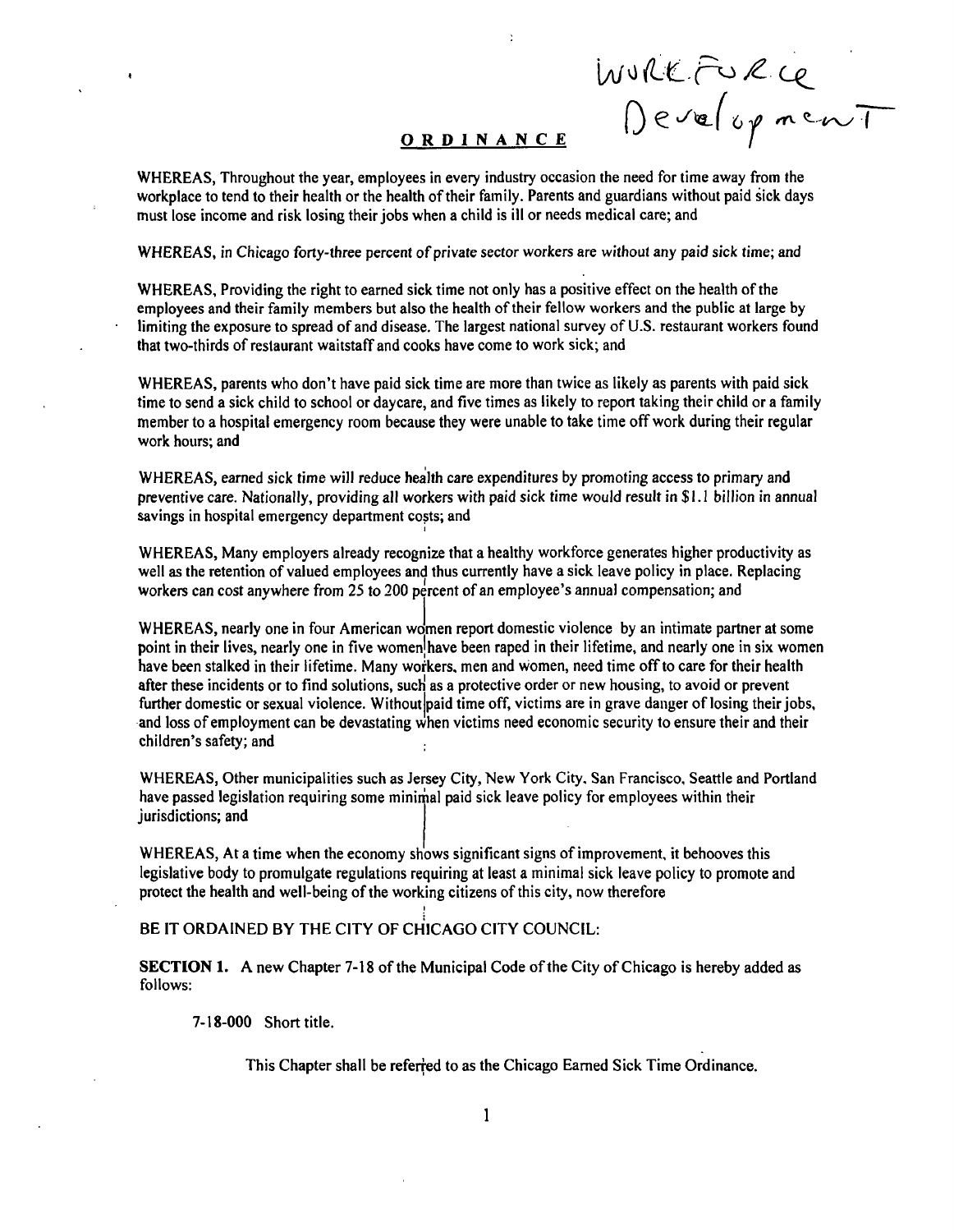Workforce Development

# ORDINANCE

WHEREAS, Throughout the year, employees in every industry occasion the need for time away from the workplace to tend to their health or the health of their family. Parents and guardians without paid sick days must lose income and risk losing their jobs when a child is ill or needs medical care; and

WHEREAS, in Chicago forty-three percent of private sector workers are without any paid sick time; and

WHEREAS, Providing the right to earned sick time not only has a positive effect on the health of the employees and their family members but also the health of their fellow workers and the public at large by limiting the exposure to spread of and disease. The largest national survey of U.S. restaurant workers found that two-thirds of restaurant waitstaff and cooks have come to work sick; and

WHEREAS, parents who don't have paid sick time are more than twice as likely as parents with paid sick time to send a sick child to school or daycare, and five times as likely to report taking their child or a family member to a hospital emergency room because they were unable to take time off work during their regular work hours; and

WHEREAS, earned sick time will reduce health care expenditures by promoting access to primary and preventive care. Nationally, providing all workers with paid sick time would result in $1.1 billion in annual savings in hospital emergency department costs; and

WHEREAS, Many employers already recognize that a healthy workforce generates higher productivity as well as the retention of valued employees and thus currently have a sick leave policy in place. Replacing workers can cost anywhere from 25 to 200 percent of an employee's annual compensation; and

WHEREAS, nearly one in four American women report domestic violence by an intimate partner at some point in their lives, nearly one in five women have been raped in their lifetime, and nearly one in six women have been stalked in their lifetime. Many workers, men and women, need time off to care for their health after these incidents or to find solutions, such as a protective order or new housing, to avoid or prevent further domestic or sexual violence. Without paid time off, victims are in grave danger of losing their jobs, and loss of employment can be devastating when victims need economic security to ensure their and their children's safety; and

WHEREAS, Other municipalities such as Jersey City, New York City, San Francisco, Seattle and Portland have passed legislation requiring some minimal paid sick leave policy for employees within their jurisdictions; and

WHEREAS, At a time when the economy shows significant signs of improvement, it behooves this legislative body to promulgate regulations requiring at least a minimal sick leave policy to promote and protect the health and well-being of the working citizens of this city, now therefore

BE IT ORDAINED BY THE CITY OF CHICAGO CITY COUNCIL:

**SECTION 1.** A new Chapter 7-18 of the Municipal Code of the City of Chicago is hereby added as follows:

7-18-000 Short title.

This Chapter shall be referred to as the Chicago Earned Sick Time Ordinance.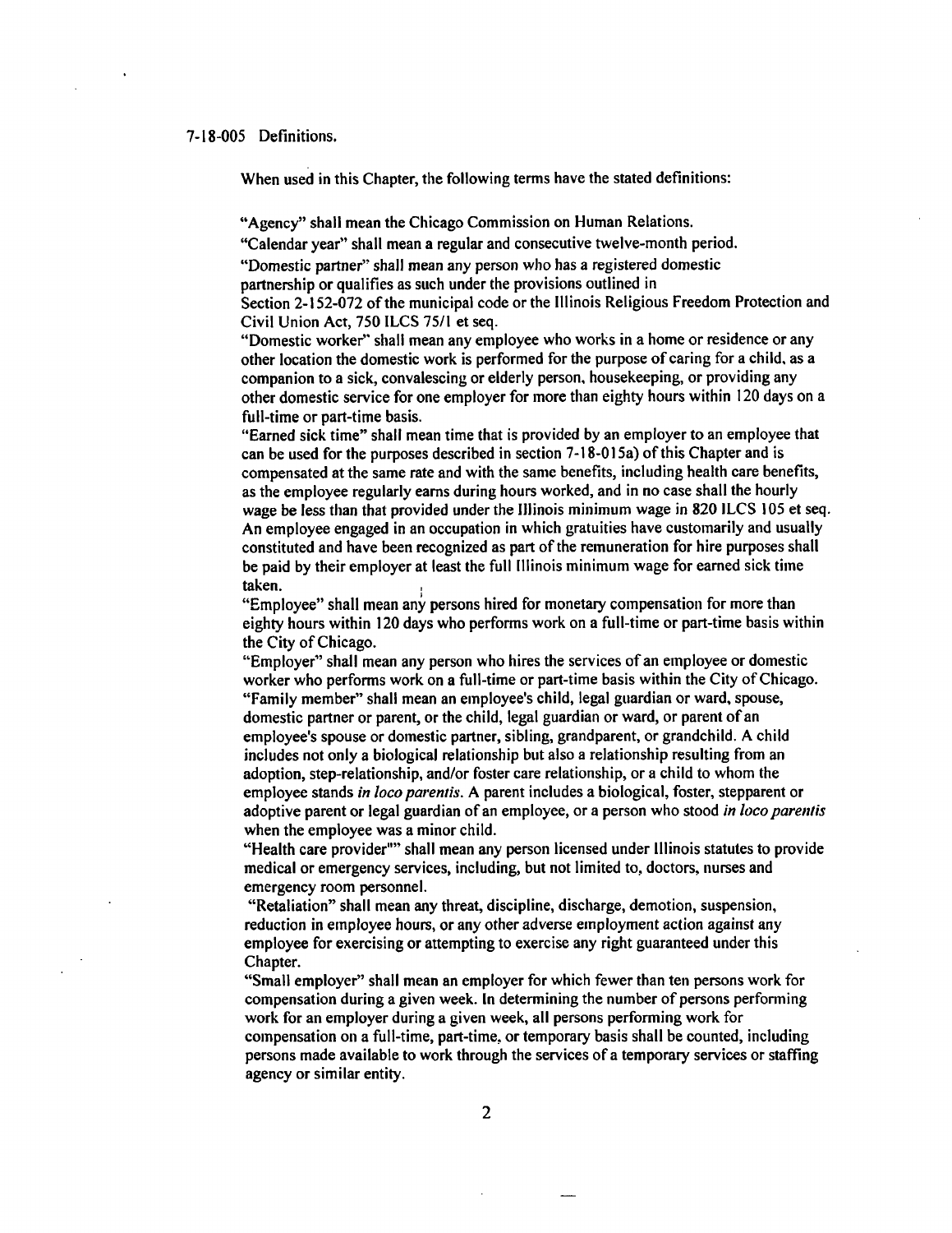7-18-005 Definitions.

When used in this Chapter, the following terms have the stated definitions:

"Agency" shall mean the Chicago Commission on Human Relations.

"Calendar year" shall mean a regular and consecutive twelve-month period.

"Domestic partner" shall mean any person who has a registered domestic partnership or qualifies as such under the provisions outlined in Section 2-152-072 of the municipal code or the Illinois Religious Freedom Protection and Civil Union Act, 750 ILCS 75/1 et seq.

"Domestic worker" shall mean any employee who works in a home or residence or any other location the domestic work is performed for the purpose of caring for a child, as a companion to a sick, convalescing or elderly person, housekeeping, or providing any other domestic service for one employer for more than eighty hours within 120 days on a full-time or part-time basis.

"Earned sick time" shall mean time that is provided by an employer to an employee that can be used for the purposes described in section 7-18-015a) of this Chapter and is compensated at the same rate and with the same benefits, including health care benefits, as the employee regularly earns during hours worked, and in no case shall the hourly wage be less than that provided under the Illinois minimum wage in 820 ILCS 105 et seq. An employee engaged in an occupation in which gratuities have customarily and usually constituted and have been recognized as part of the remuneration for hire purposes shall be paid by their employer at least the full Illinois minimum wage for earned sick time taken.

"Employee" shall mean any persons hired for monetary compensation for more than eighty hours within 120 days who performs work on a full-time or part-time basis within the City of Chicago.

"Employer" shall mean any person who hires the services of an employee or domestic worker who performs work on a full-time or part-time basis within the City of Chicago.

"Family member" shall mean an employee's child, legal guardian or ward, spouse, domestic partner or parent, or the child, legal guardian or ward, or parent of an employee's spouse or domestic partner, sibling, grandparent, or grandchild. A child includes not only a biological relationship but also a relationship resulting from an adoption, step-relationship, and/or foster care relationship, or a child to whom the employee stands *in loco parentis*. A parent includes a biological, foster, stepparent or adoptive parent or legal guardian of an employee, or a person who stood *in loco parentis* when the employee was a minor child.

"Health care provider"" shall mean any person licensed under Illinois statutes to provide medical or emergency services, including, but not limited to, doctors, nurses and emergency room personnel.

"Retaliation" shall mean any threat, discipline, discharge, demotion, suspension, reduction in employee hours, or any other adverse employment action against any employee for exercising or attempting to exercise any right guaranteed under this Chapter.

"Small employer" shall mean an employer for which fewer than ten persons work for compensation during a given week. In determining the number of persons performing work for an employer during a given week, all persons performing work for compensation on a full-time, part-time, or temporary basis shall be counted, including persons made available to work through the services of a temporary services or staffing agency or similar entity.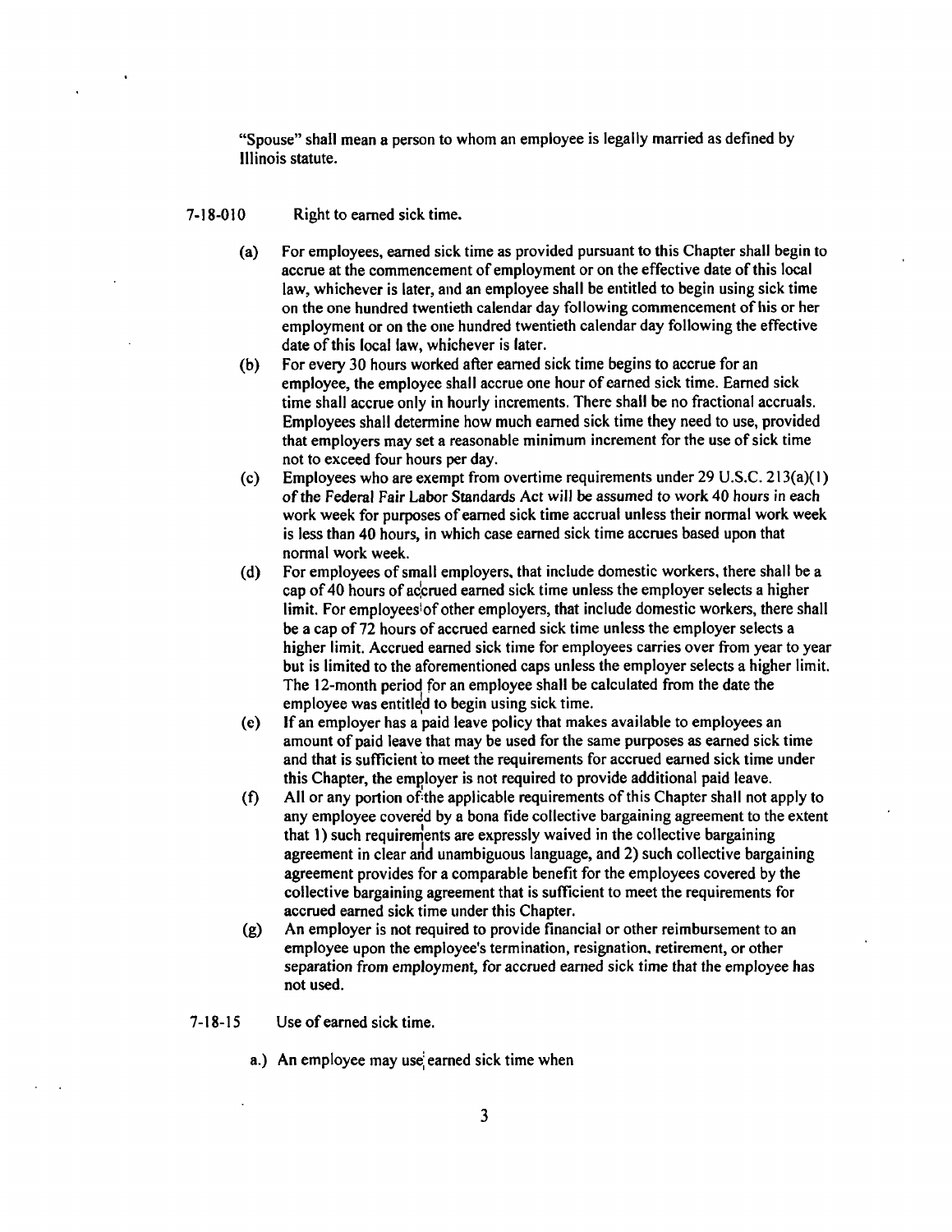"Spouse" shall mean a person to whom an employee is legally married as defined by Illinois statute.

7-18-010 Right to earned sick time.

(a) For employees, earned sick time as provided pursuant to this Chapter shall begin to accrue at the commencement of employment or on the effective date of this local law, whichever is later, and an employee shall be entitled to begin using sick time on the one hundred twentieth calendar day following commencement of his or her employment or on the one hundred twentieth calendar day following the effective date of this local law, whichever is later.

(b) For every 30 hours worked after earned sick time begins to accrue for an employee, the employee shall accrue one hour of earned sick time. Earned sick time shall accrue only in hourly increments. There shall be no fractional accruals. Employees shall determine how much earned sick time they need to use, provided that employers may set a reasonable minimum increment for the use of sick time not to exceed four hours per day.

(c) Employees who are exempt from overtime requirements under 29 U.S.C. 213(a)(1) of the Federal Fair Labor Standards Act will be assumed to work 40 hours in each work week for purposes of earned sick time accrual unless their normal work week is less than 40 hours, in which case earned sick time accrues based upon that normal work week.

(d) For employees of small employers, that include domestic workers, there shall be a cap of 40 hours of accrued earned sick time unless the employer selects a higher limit. For employees of other employers, that include domestic workers, there shall be a cap of 72 hours of accrued earned sick time unless the employer selects a higher limit. Accrued earned sick time for employees carries over from year to year but is limited to the aforementioned caps unless the employer selects a higher limit. The 12-month period for an employee shall be calculated from the date the employee was entitled to begin using sick time.

(e) If an employer has a paid leave policy that makes available to employees an amount of paid leave that may be used for the same purposes as earned sick time and that is sufficient to meet the requirements for accrued earned sick time under this Chapter, the employer is not required to provide additional paid leave.

(f) All or any portion of the applicable requirements of this Chapter shall not apply to any employee covered by a bona fide collective bargaining agreement to the extent that 1) such requirements are expressly waived in the collective bargaining agreement in clear and unambiguous language, and 2) such collective bargaining agreement provides for a comparable benefit for the employees covered by the collective bargaining agreement that is sufficient to meet the requirements for accrued earned sick time under this Chapter.

(g) An employer is not required to provide financial or other reimbursement to an employee upon the employee's termination, resignation, retirement, or other separation from employment, for accrued earned sick time that the employee has not used.

7-18-15 Use of earned sick time.

a.) An employee may use earned sick time when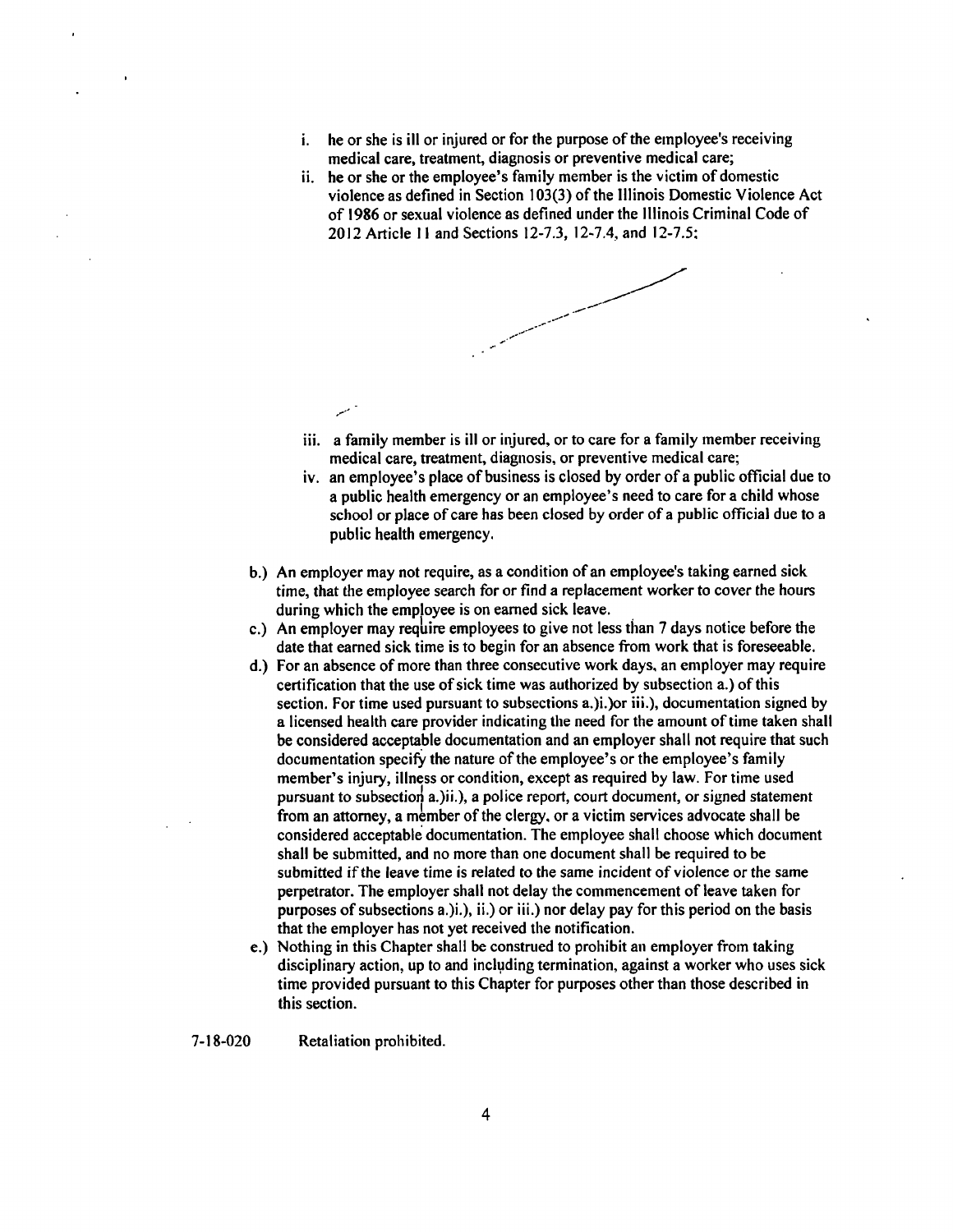i. he or she is ill or injured or for the purpose of the employee's receiving medical care, treatment, diagnosis or preventive medical care;
ii. he or she or the employee's family member is the victim of domestic violence as defined in Section 103(3) of the Illinois Domestic Violence Act of 1986 or sexual violence as defined under the Illinois Criminal Code of 2012 Article 11 and Sections 12-7.3, 12-7.4, and 12-7.5;
iii. a family member is ill or injured, or to care for a family member receiving medical care, treatment, diagnosis, or preventive medical care;
iv. an employee's place of business is closed by order of a public official due to a public health emergency or an employee's need to care for a child whose school or place of care has been closed by order of a public official due to a public health emergency.

b.) An employer may not require, as a condition of an employee's taking earned sick time, that the employee search for or find a replacement worker to cover the hours during which the employee is on earned sick leave.

c.) An employer may require employees to give not less than 7 days notice before the date that earned sick time is to begin for an absence from work that is foreseeable.

d.) For an absence of more than three consecutive work days, an employer may require certification that the use of sick time was authorized by subsection a.) of this section. For time used pursuant to subsections a.)i.)or iii.), documentation signed by a licensed health care provider indicating the need for the amount of time taken shall be considered acceptable documentation and an employer shall not require that such documentation specify the nature of the employee's or the employee's family member's injury, illness or condition, except as required by law. For time used pursuant to subsection a.)ii.), a police report, court document, or signed statement from an attorney, a member of the clergy, or a victim services advocate shall be considered acceptable documentation. The employee shall choose which document shall be submitted, and no more than one document shall be required to be submitted if the leave time is related to the same incident of violence or the same perpetrator. The employer shall not delay the commencement of leave taken for purposes of subsections a.)i.), ii.) or iii.) nor delay pay for this period on the basis that the employer has not yet received the notification.

e.) Nothing in this Chapter shall be construed to prohibit an employer from taking disciplinary action, up to and including termination, against a worker who uses sick time provided pursuant to this Chapter for purposes other than those described in this section.

7-18-020 Retaliation prohibited.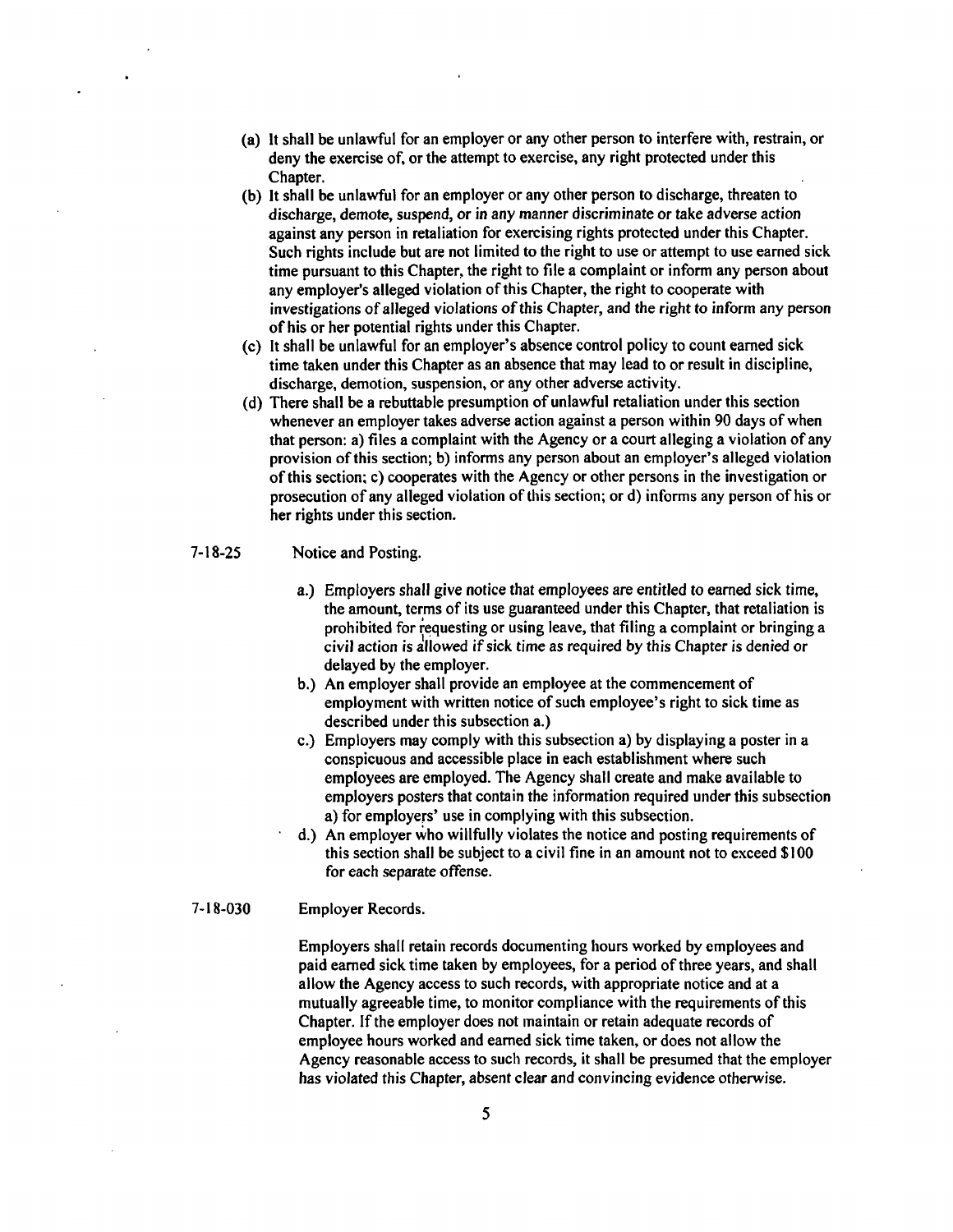(a) It shall be unlawful for an employer or any other person to interfere with, restrain, or deny the exercise of, or the attempt to exercise, any right protected under this Chapter.

(b) It shall be unlawful for an employer or any other person to discharge, threaten to discharge, demote, suspend, or in any manner discriminate or take adverse action against any person in retaliation for exercising rights protected under this Chapter. Such rights include but are not limited to the right to use or attempt to use earned sick time pursuant to this Chapter, the right to file a complaint or inform any person about any employer's alleged violation of this Chapter, the right to cooperate with investigations of alleged violations of this Chapter, and the right to inform any person of his or her potential rights under this Chapter.

(c) It shall be unlawful for an employer's absence control policy to count earned sick time taken under this Chapter as an absence that may lead to or result in discipline, discharge, demotion, suspension, or any other adverse activity.

(d) There shall be a rebuttable presumption of unlawful retaliation under this section whenever an employer takes adverse action against a person within 90 days of when that person: a) files a complaint with the Agency or a court alleging a violation of any provision of this section; b) informs any person about an employer's alleged violation of this section; c) cooperates with the Agency or other persons in the investigation or prosecution of any alleged violation of this section; or d) informs any person of his or her rights under this section.

7-18-25 Notice and Posting.

a.) Employers shall give notice that employees are entitled to earned sick time, the amount, terms of its use guaranteed under this Chapter, that retaliation is prohibited for requesting or using leave, that filing a complaint or bringing a civil action is allowed if sick time as required by this Chapter is denied or delayed by the employer.

b.) An employer shall provide an employee at the commencement of employment with written notice of such employee's right to sick time as described under this subsection a.)

c.) Employers may comply with this subsection a) by displaying a poster in a conspicuous and accessible place in each establishment where such employees are employed. The Agency shall create and make available to employers posters that contain the information required under this subsection a) for employers' use in complying with this subsection.

d.) An employer who willfully violates the notice and posting requirements of this section shall be subject to a civil fine in an amount not to exceed $100 for each separate offense.

7-18-030 Employer Records.

Employers shall retain records documenting hours worked by employees and paid earned sick time taken by employees, for a period of three years, and shall allow the Agency access to such records, with appropriate notice and at a mutually agreeable time, to monitor compliance with the requirements of this Chapter. If the employer does not maintain or retain adequate records of employee hours worked and earned sick time taken, or does not allow the Agency reasonable access to such records, it shall be presumed that the employer has violated this Chapter, absent clear and convincing evidence otherwise.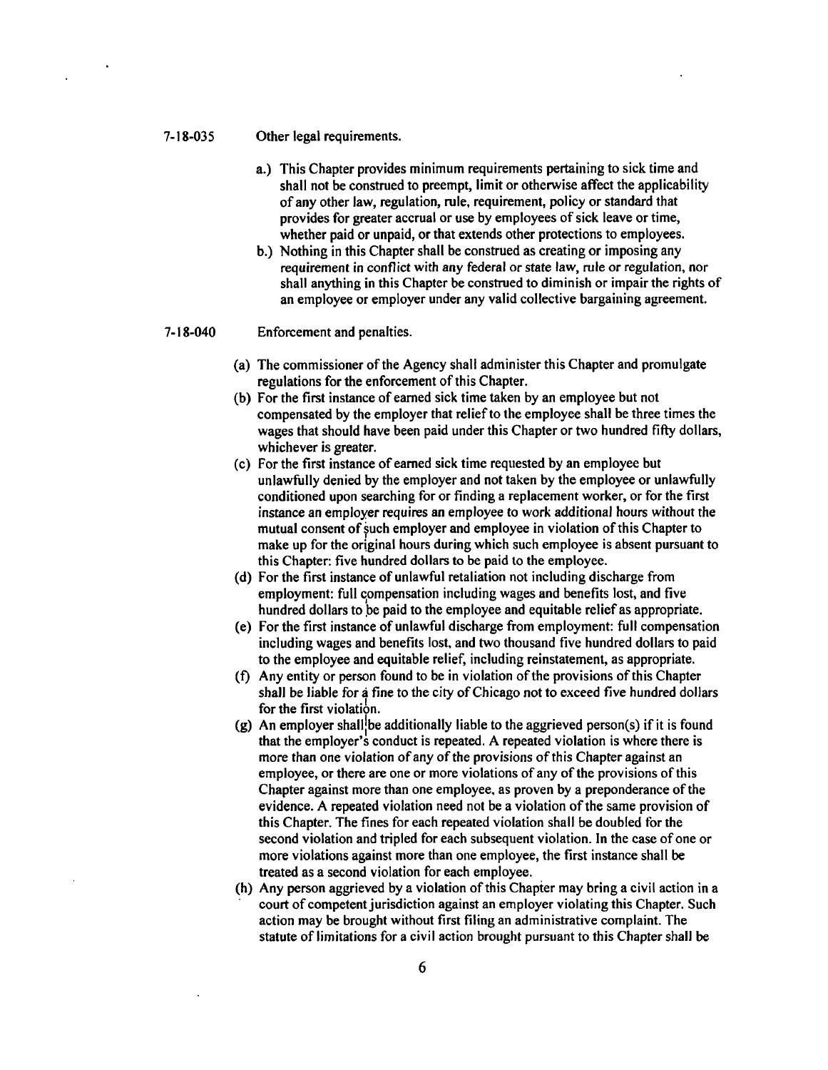7-18-035 Other legal requirements.

a.) This Chapter provides minimum requirements pertaining to sick time and shall not be construed to preempt, limit or otherwise affect the applicability of any other law, regulation, rule, requirement, policy or standard that provides for greater accrual or use by employees of sick leave or time, whether paid or unpaid, or that extends other protections to employees.

b.) Nothing in this Chapter shall be construed as creating or imposing any requirement in conflict with any federal or state law, rule or regulation, nor shall anything in this Chapter be construed to diminish or impair the rights of an employee or employer under any valid collective bargaining agreement.

7-18-040 Enforcement and penalties.

(a) The commissioner of the Agency shall administer this Chapter and promulgate regulations for the enforcement of this Chapter.

(b) For the first instance of earned sick time taken by an employee but not compensated by the employer that relief to the employee shall be three times the wages that should have been paid under this Chapter or two hundred fifty dollars, whichever is greater.

(c) For the first instance of earned sick time requested by an employee but unlawfully denied by the employer and not taken by the employee or unlawfully conditioned upon searching for or finding a replacement worker, or for the first instance an employer requires an employee to work additional hours without the mutual consent of such employer and employee in violation of this Chapter to make up for the original hours during which such employee is absent pursuant to this Chapter: five hundred dollars to be paid to the employee.

(d) For the first instance of unlawful retaliation not including discharge from employment: full compensation including wages and benefits lost, and five hundred dollars to be paid to the employee and equitable relief as appropriate.

(e) For the first instance of unlawful discharge from employment: full compensation including wages and benefits lost, and two thousand five hundred dollars to paid to the employee and equitable relief, including reinstatement, as appropriate.

(f) Any entity or person found to be in violation of the provisions of this Chapter shall be liable for a fine to the city of Chicago not to exceed five hundred dollars for the first violation.

(g) An employer shall be additionally liable to the aggrieved person(s) if it is found that the employer's conduct is repeated. A repeated violation is where there is more than one violation of any of the provisions of this Chapter against an employee, or there are one or more violations of any of the provisions of this Chapter against more than one employee, as proven by a preponderance of the evidence. A repeated violation need not be a violation of the same provision of this Chapter. The fines for each repeated violation shall be doubled for the second violation and tripled for each subsequent violation. In the case of one or more violations against more than one employee, the first instance shall be treated as a second violation for each employee.

(h) Any person aggrieved by a violation of this Chapter may bring a civil action in a court of competent jurisdiction against an employer violating this Chapter. Such action may be brought without first filing an administrative complaint. The statute of limitations for a civil action brought pursuant to this Chapter shall be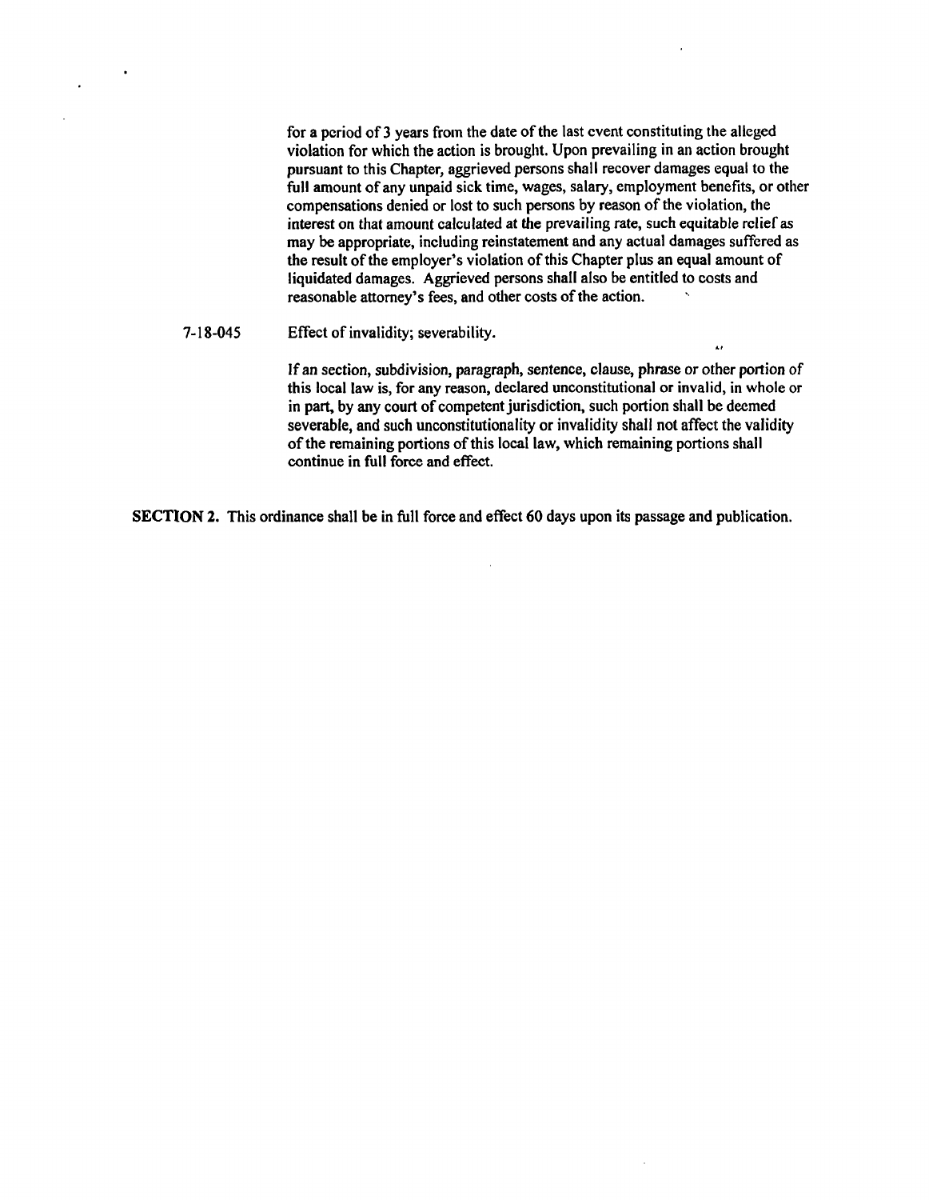for a period of 3 years from the date of the last event constituting the alleged violation for which the action is brought. Upon prevailing in an action brought pursuant to this Chapter, aggrieved persons shall recover damages equal to the full amount of any unpaid sick time, wages, salary, employment benefits, or other compensations denied or lost to such persons by reason of the violation, the interest on that amount calculated at the prevailing rate, such equitable relief as may be appropriate, including reinstatement and any actual damages suffered as the result of the employer's violation of this Chapter plus an equal amount of liquidated damages. Aggrieved persons shall also be entitled to costs and reasonable attorney's fees, and other costs of the action.

7-18-045 Effect of invalidity; severability.

If an section, subdivision, paragraph, sentence, clause, phrase or other portion of this local law is, for any reason, declared unconstitutional or invalid, in whole or in part, by any court of competent jurisdiction, such portion shall be deemed severable, and such unconstitutionality or invalidity shall not affect the validity of the remaining portions of this local law, which remaining portions shall continue in full force and effect.

**SECTION 2.** This ordinance shall be in full force and effect 60 days upon its passage and publication.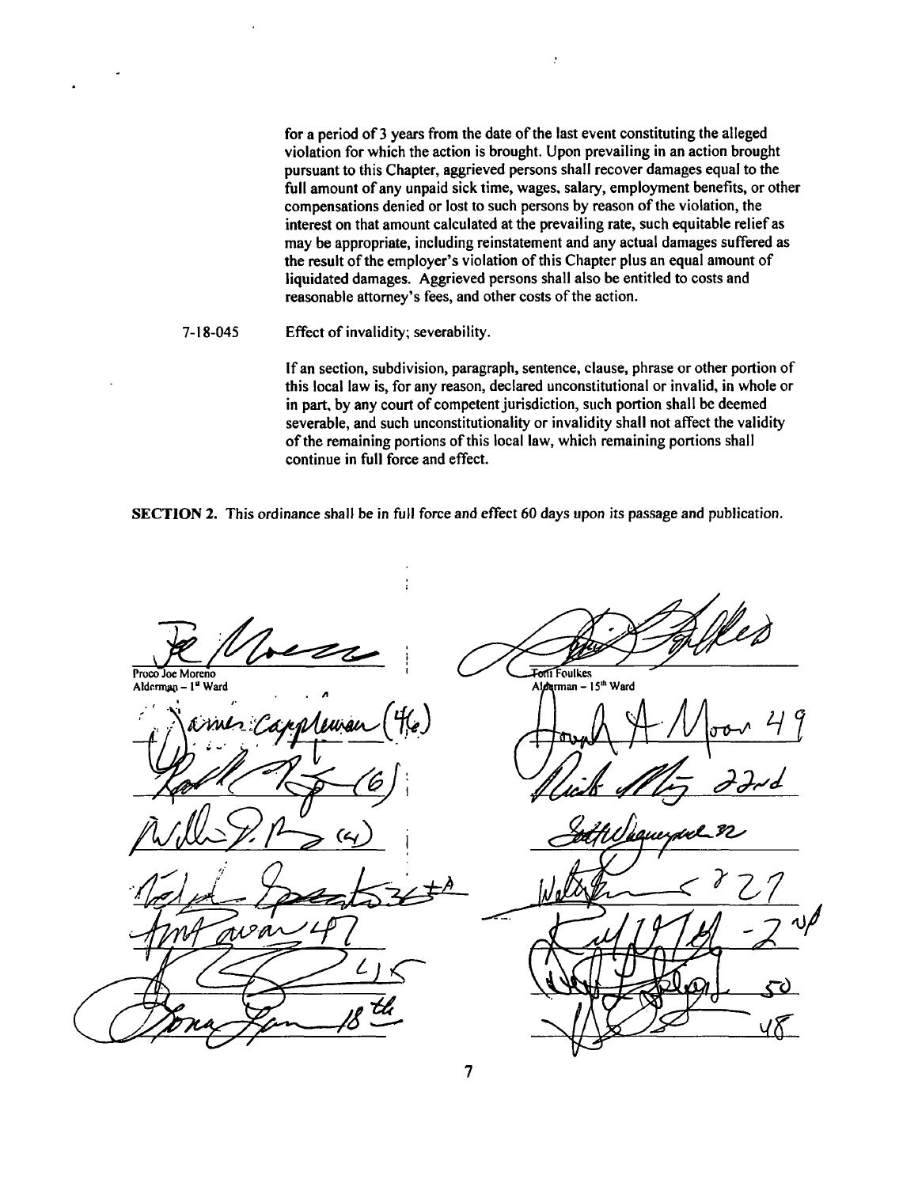for a period of 3 years from the date of the last event constituting the alleged violation for which the action is brought. Upon prevailing in an action brought pursuant to this Chapter, aggrieved persons shall recover damages equal to the full amount of any unpaid sick time, wages, salary, employment benefits, or other compensations denied or lost to such persons by reason of the violation, the interest on that amount calculated at the prevailing rate, such equitable relief as may be appropriate, including reinstatement and any actual damages suffered as the result of the employer's violation of this Chapter plus an equal amount of liquidated damages. Aggrieved persons shall also be entitled to costs and reasonable attorney's fees, and other costs of the action.

7-18-045 Effect of invalidity; severability.

If an section, subdivision, paragraph, sentence, clause, phrase or other portion of this local law is, for any reason, declared unconstitutional or invalid, in whole or in part, by any court of competent jurisdiction, such portion shall be deemed severable, and such unconstitutionality or invalidity shall not affect the validity of the remaining portions of this local law, which remaining portions shall continue in full force and effect.

**SECTION 2.** This ordinance shall be in full force and effect 60 days upon its passage and publication.

Proco Joe Moreno
Alderman – 1st Ward

Toni Foulkes
Alderman – 15th Ward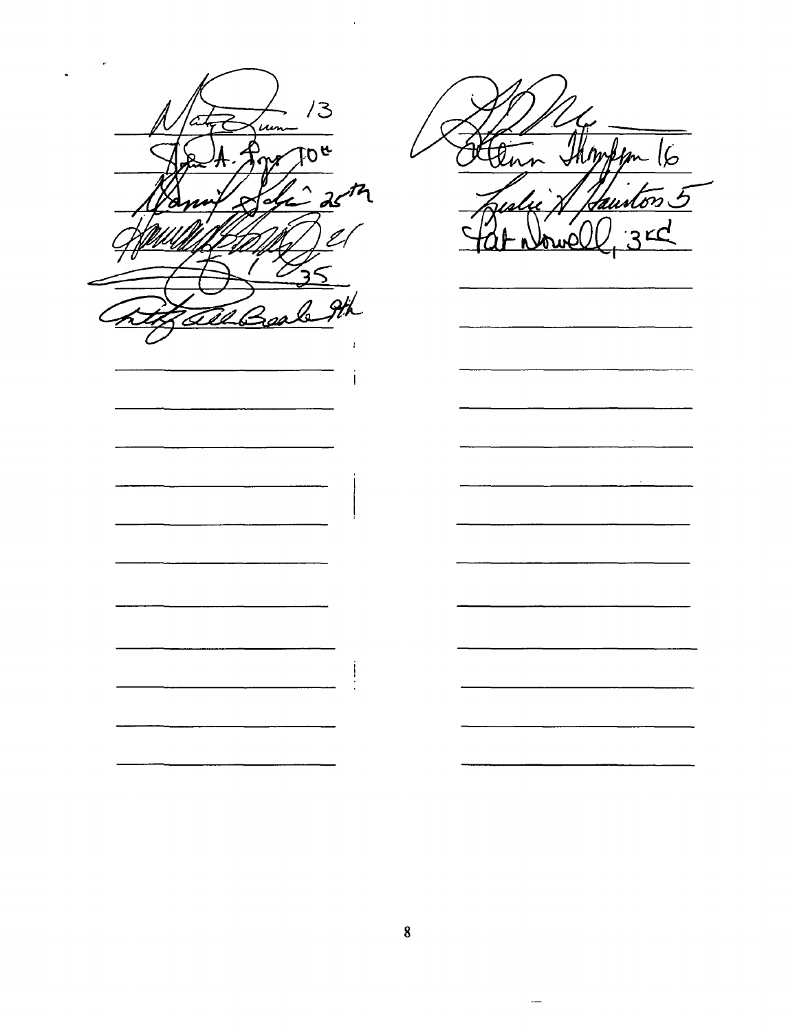Matt Zone 13

John A. Pope 10th

Daniel Solis 25th

21

35

Anthony Beale 9th

Thompson 16

Leslie A. Hairston 5

Pat Dowell, 3rd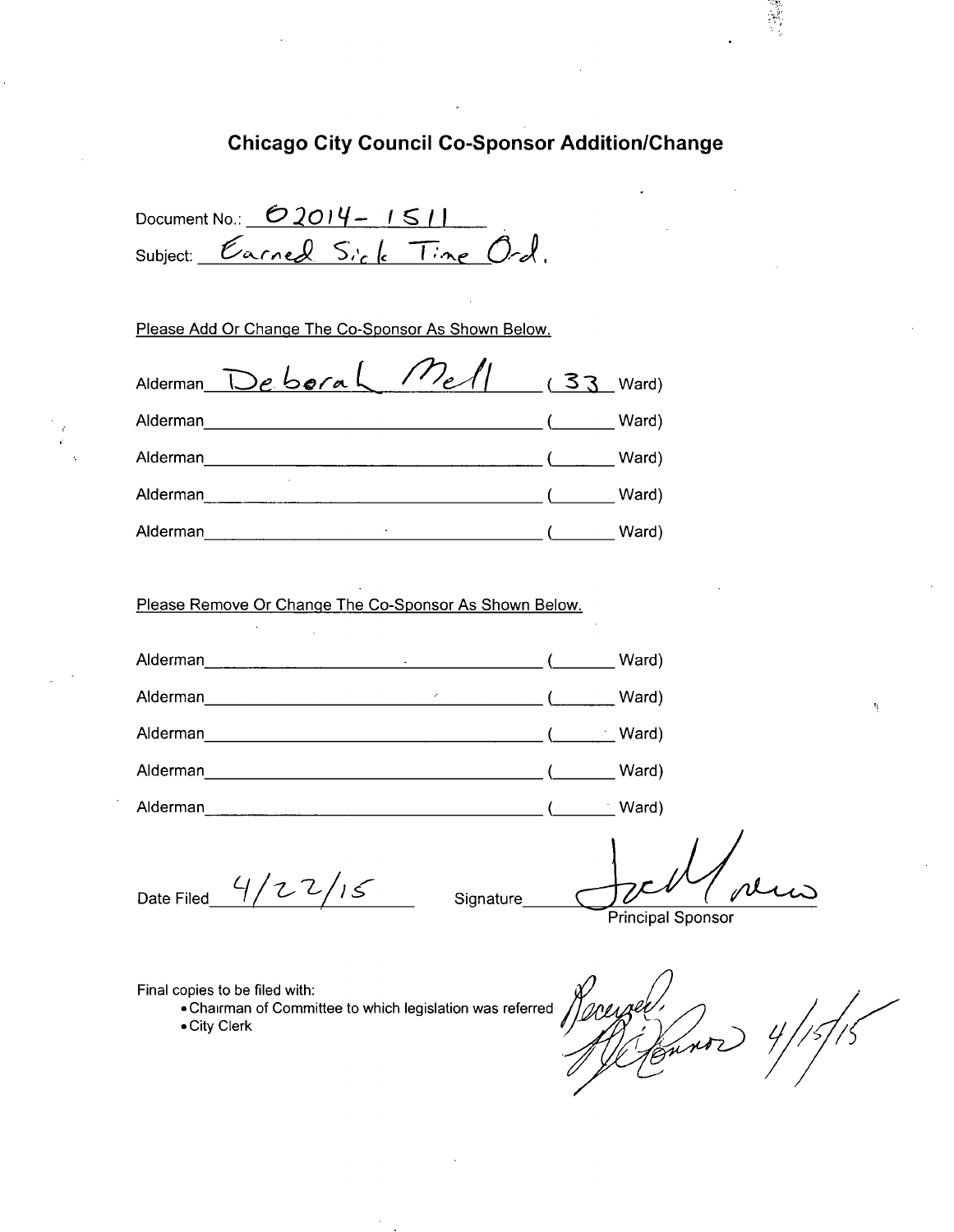# Chicago City Council Co-Sponsor Addition/Change

Document No.: O2014- 1511

Subject: Earned Sick Time Ord.

Please Add Or Change The Co-Sponsor As Shown Below.

Alderman Deborah Mell (33 Ward)

Alderman ______________________ (_____ Ward)

Alderman ______________________ (_____ Ward)

Alderman ______________________ (_____ Ward)

Alderman ______________________ (_____ Ward)

Please Remove Or Change The Co-Sponsor As Shown Below.

Alderman ______________________ (_____ Ward)

Alderman ______________________ (_____ Ward)

Alderman ______________________ (_____ Ward)

Alderman ______________________ (_____ Ward)

Alderman ______________________ (_____ Ward)

Date Filed 4/22/15

Signature ______________________
Principal Sponsor

Final copies to be filed with:

- Chairman of Committee to which legislation was referred
- City Clerk

Received, 4/15/15